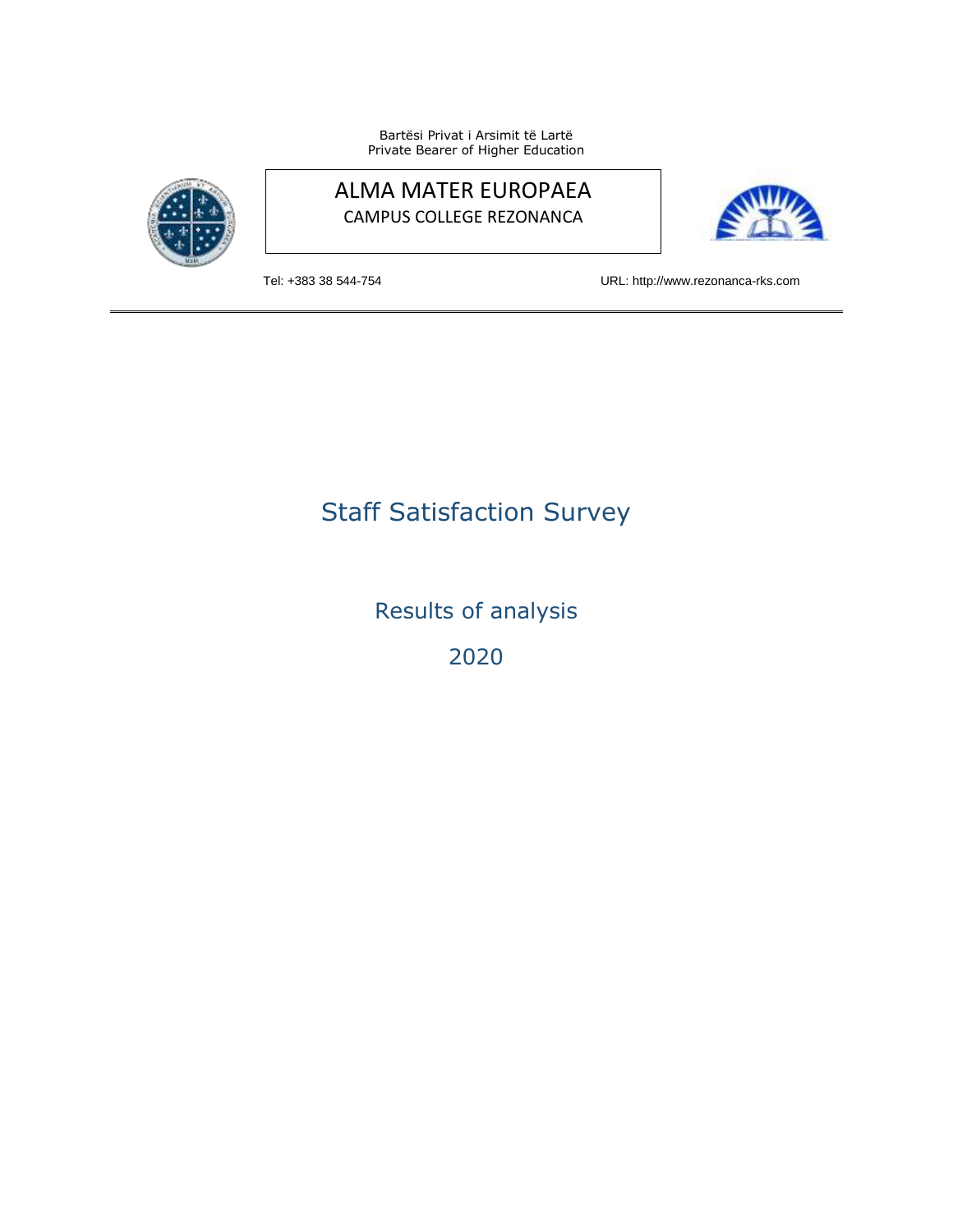Bartësi Privat i Arsimit të Lartë
Private Bearer of Higher Education

ALMA MATER EUROPAEA
CAMPUS COLLEGE REZONANCA

Tel: +383 38 544-754

URL: http://www.rezonanca-rks.com

# Staff Satisfaction Survey

## Results of analysis

## 2020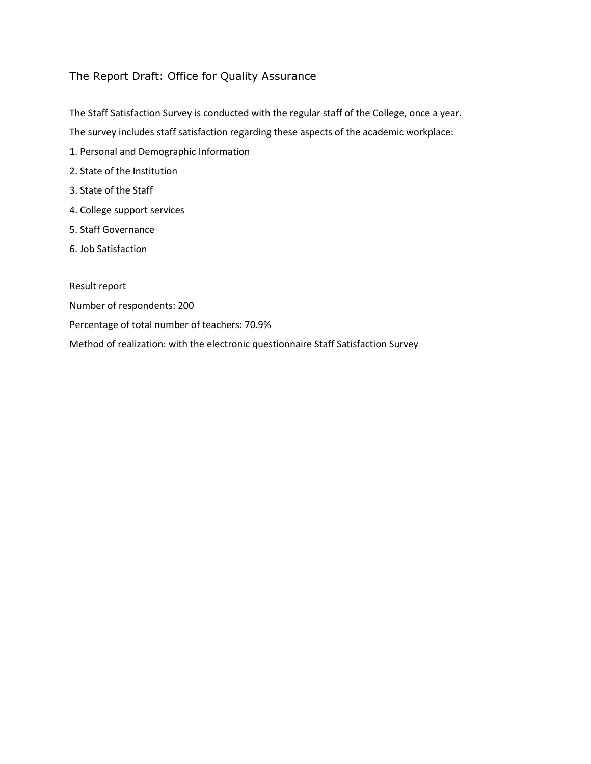## The Report Draft: Office for Quality Assurance

The Staff Satisfaction Survey is conducted with the regular staff of the College, once a year.

The survey includes staff satisfaction regarding these aspects of the academic workplace:

1. Personal and Demographic Information
2. State of the Institution
3. State of the Staff
4. College support services
5. Staff Governance
6. Job Satisfaction

Result report

Number of respondents: 200

Percentage of total number of teachers: 70.9%

Method of realization: with the electronic questionnaire Staff Satisfaction Survey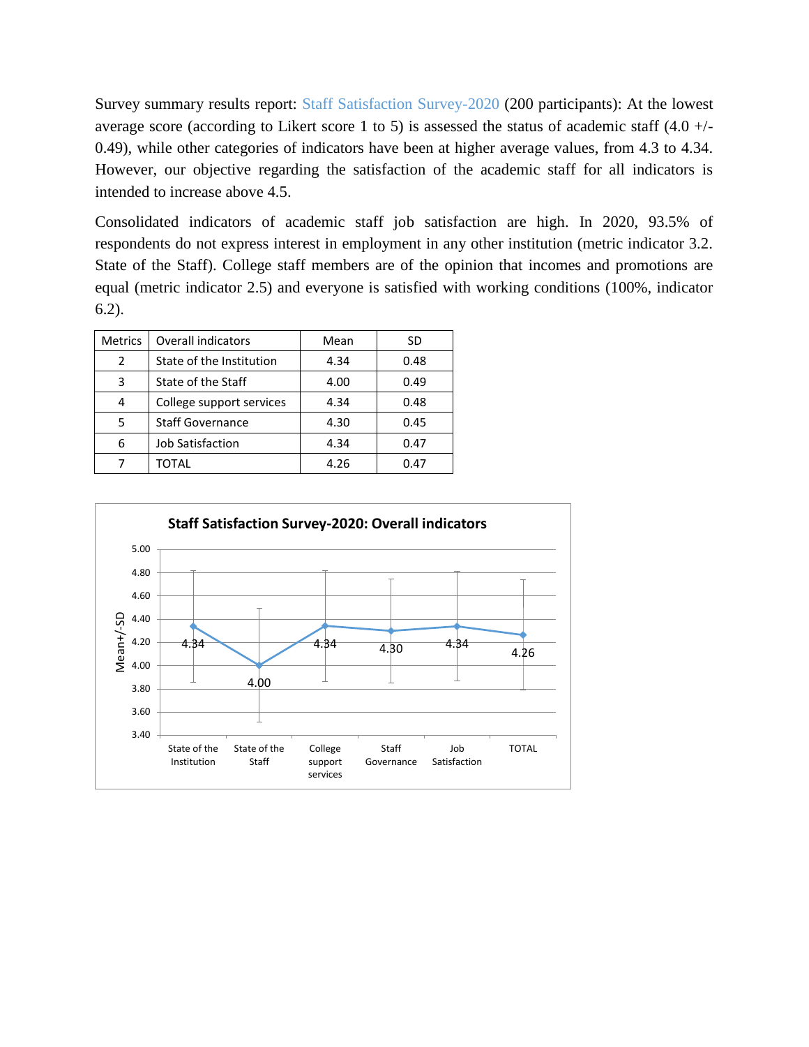Survey summary results report: Staff Satisfaction Survey-2020 (200 participants): At the lowest average score (according to Likert score 1 to 5) is assessed the status of academic staff (4.0 +/- 0.49), while other categories of indicators have been at higher average values, from 4.3 to 4.34. However, our objective regarding the satisfaction of the academic staff for all indicators is intended to increase above 4.5.

Consolidated indicators of academic staff job satisfaction are high. In 2020, 93.5% of respondents do not express interest in employment in any other institution (metric indicator 3.2. State of the Staff). College staff members are of the opinion that incomes and promotions are equal (metric indicator 2.5) and everyone is satisfied with working conditions (100%, indicator 6.2).

| Metrics | Overall indicators | Mean | SD |
|---|---|---|---|
| 2 | State of the Institution | 4.34 | 0.48 |
| 3 | State of the Staff | 4.00 | 0.49 |
| 4 | College support services | 4.34 | 0.48 |
| 5 | Staff Governance | 4.30 | 0.45 |
| 6 | Job Satisfaction | 4.34 | 0.47 |
| 7 | TOTAL | 4.26 | 0.47 |

**Staff Satisfaction Survey-2020: Overall indicators**

| Indicator | Mean+/-SD |
|---|---|
| State of the Institution | 4.34 |
| State of the Staff | 4.00 |
| College support services | 4.34 |
| Staff Governance | 4.30 |
| Job Satisfaction | 4.34 |
| TOTAL | 4.26 |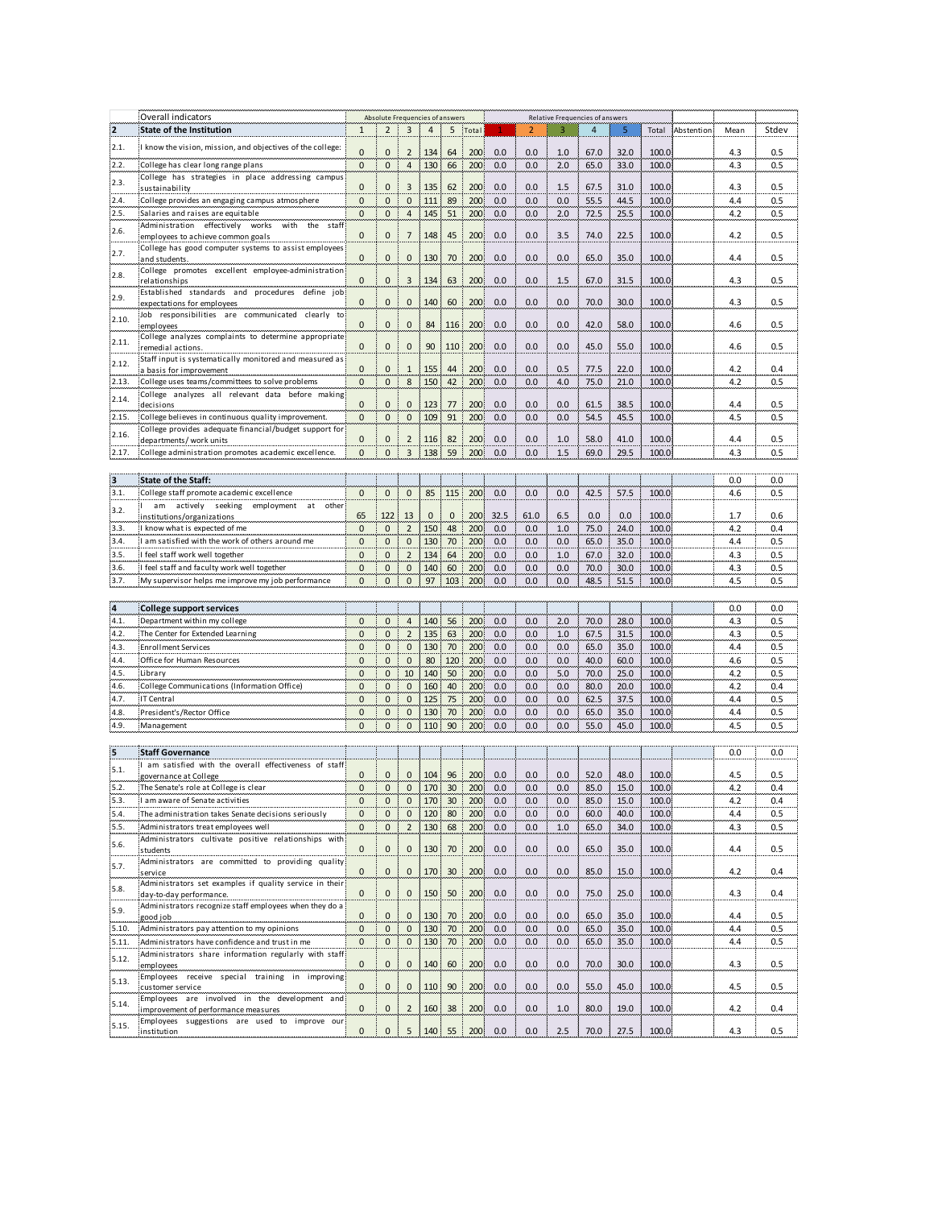| | Overall indicators | Absolute Frequencies of answers | | | | | | Relative Frequencies of answers | | | | | | | | |
|---|---|---|---|---|---|---|---|---|---|---|---|---|---|---|---|---|
| **2** | **State of the Institution** | 1 | 2 | 3 | 4 | 5 | Total | 1 | 2 | 3 | 4 | 5 | Total | Abstention | Mean | Stdev |
| 2.1. | I know the vision, mission, and objectives of the college: | 0 | 0 | 2 | 134 | 64 | 200 | 0.0 | 0.0 | 1.0 | 67.0 | 32.0 | 100.0 | | 4.3 | 0.5 |
| 2.2. | College has clear long range plans | 0 | 0 | 4 | 130 | 66 | 200 | 0.0 | 0.0 | 2.0 | 65.0 | 33.0 | 100.0 | | 4.3 | 0.5 |
| 2.3. | College has strategies in place addressing campus sustainability | 0 | 0 | 3 | 135 | 62 | 200 | 0.0 | 0.0 | 1.5 | 67.5 | 31.0 | 100.0 | | 4.3 | 0.5 |
| 2.4. | College provides an engaging campus atmosphere | 0 | 0 | 0 | 111 | 89 | 200 | 0.0 | 0.0 | 0.0 | 55.5 | 44.5 | 100.0 | | 4.4 | 0.5 |
| 2.5. | Salaries and raises are equitable | 0 | 0 | 4 | 145 | 51 | 200 | 0.0 | 0.0 | 2.0 | 72.5 | 25.5 | 100.0 | | 4.2 | 0.5 |
| 2.6. | Administration effectively works with the staff employees to achieve common goals | 0 | 0 | 7 | 148 | 45 | 200 | 0.0 | 0.0 | 3.5 | 74.0 | 22.5 | 100.0 | | 4.2 | 0.5 |
| 2.7. | College has good computer systems to assist employees and students. | 0 | 0 | 0 | 130 | 70 | 200 | 0.0 | 0.0 | 0.0 | 65.0 | 35.0 | 100.0 | | 4.4 | 0.5 |
| 2.8. | College promotes excellent employee-administration relationships | 0 | 0 | 3 | 134 | 63 | 200 | 0.0 | 0.0 | 1.5 | 67.0 | 31.5 | 100.0 | | 4.3 | 0.5 |
| 2.9. | Established standards and procedures define job expectations for employees | 0 | 0 | 0 | 140 | 60 | 200 | 0.0 | 0.0 | 0.0 | 70.0 | 30.0 | 100.0 | | 4.3 | 0.5 |
| 2.10. | Job responsibilities are communicated clearly to employees | 0 | 0 | 0 | 84 | 116 | 200 | 0.0 | 0.0 | 0.0 | 42.0 | 58.0 | 100.0 | | 4.6 | 0.5 |
| 2.11. | College analyzes complaints to determine appropriate remedial actions. | 0 | 0 | 0 | 90 | 110 | 200 | 0.0 | 0.0 | 0.0 | 45.0 | 55.0 | 100.0 | | 4.6 | 0.5 |
| 2.12. | Staff input is systematically monitored and measured as a basis for improvement | 0 | 0 | 1 | 155 | 44 | 200 | 0.0 | 0.0 | 0.5 | 77.5 | 22.0 | 100.0 | | 4.2 | 0.4 |
| 2.13. | College uses teams/committees to solve problems | 0 | 0 | 8 | 150 | 42 | 200 | 0.0 | 0.0 | 4.0 | 75.0 | 21.0 | 100.0 | | 4.2 | 0.5 |
| 2.14. | College analyzes all relevant data before making decisions | 0 | 0 | 0 | 123 | 77 | 200 | 0.0 | 0.0 | 0.0 | 61.5 | 38.5 | 100.0 | | 4.4 | 0.5 |
| 2.15. | College believes in continuous quality improvement. | 0 | 0 | 0 | 109 | 91 | 200 | 0.0 | 0.0 | 0.0 | 54.5 | 45.5 | 100.0 | | 4.5 | 0.5 |
| 2.16. | College provides adequate financial/budget support for departments/ work units | 0 | 0 | 2 | 116 | 82 | 200 | 0.0 | 0.0 | 1.0 | 58.0 | 41.0 | 100.0 | | 4.4 | 0.5 |
| 2.17. | College administration promotes academic excellence. | 0 | 0 | 3 | 138 | 59 | 200 | 0.0 | 0.0 | 1.5 | 69.0 | 29.5 | 100.0 | | 4.3 | 0.5 |
| **3** | **State of the Staff:** | | | | | | | | | | | | | | 0.0 | 0.0 |
| 3.1. | College staff promote academic excellence | 0 | 0 | 0 | 85 | 115 | 200 | 0.0 | 0.0 | 0.0 | 42.5 | 57.5 | 100.0 | | 4.6 | 0.5 |
| 3.2. | I am actively seeking employment at other institutions/organizations | 65 | 122 | 13 | 0 | 0 | 200 | 32.5 | 61.0 | 6.5 | 0.0 | 0.0 | 100.0 | | 1.7 | 0.6 |
| 3.3. | I know what is expected of me | 0 | 0 | 2 | 150 | 48 | 200 | 0.0 | 0.0 | 1.0 | 75.0 | 24.0 | 100.0 | | 4.2 | 0.4 |
| 3.4. | I am satisfied with the work of others around me | 0 | 0 | 0 | 130 | 70 | 200 | 0.0 | 0.0 | 0.0 | 65.0 | 35.0 | 100.0 | | 4.4 | 0.5 |
| 3.5. | I feel staff work well together | 0 | 0 | 2 | 134 | 64 | 200 | 0.0 | 0.0 | 1.0 | 67.0 | 32.0 | 100.0 | | 4.3 | 0.5 |
| 3.6. | I feel staff and faculty work well together | 0 | 0 | 0 | 140 | 60 | 200 | 0.0 | 0.0 | 0.0 | 70.0 | 30.0 | 100.0 | | 4.3 | 0.5 |
| 3.7. | My supervisor helps me improve my job performance | 0 | 0 | 0 | 97 | 103 | 200 | 0.0 | 0.0 | 0.0 | 48.5 | 51.5 | 100.0 | | 4.5 | 0.5 |
| **4** | **College support services** | | | | | | | | | | | | | | 0.0 | 0.0 |
| 4.1. | Department within my college | 0 | 0 | 4 | 140 | 56 | 200 | 0.0 | 0.0 | 2.0 | 70.0 | 28.0 | 100.0 | | 4.3 | 0.5 |
| 4.2. | The Center for Extended Learning | 0 | 0 | 2 | 135 | 63 | 200 | 0.0 | 0.0 | 1.0 | 67.5 | 31.5 | 100.0 | | 4.3 | 0.5 |
| 4.3. | Enrollment Services | 0 | 0 | 0 | 130 | 70 | 200 | 0.0 | 0.0 | 0.0 | 65.0 | 35.0 | 100.0 | | 4.4 | 0.5 |
| 4.4. | Office for Human Resources | 0 | 0 | 0 | 80 | 120 | 200 | 0.0 | 0.0 | 0.0 | 40.0 | 60.0 | 100.0 | | 4.6 | 0.5 |
| 4.5. | Library | 0 | 0 | 10 | 140 | 50 | 200 | 0.0 | 0.0 | 5.0 | 70.0 | 25.0 | 100.0 | | 4.2 | 0.5 |
| 4.6. | College Communications (Information Office) | 0 | 0 | 0 | 160 | 40 | 200 | 0.0 | 0.0 | 0.0 | 80.0 | 20.0 | 100.0 | | 4.2 | 0.4 |
| 4.7. | IT Central | 0 | 0 | 0 | 125 | 75 | 200 | 0.0 | 0.0 | 0.0 | 62.5 | 37.5 | 100.0 | | 4.4 | 0.5 |
| 4.8. | President's/Rector Office | 0 | 0 | 0 | 130 | 70 | 200 | 0.0 | 0.0 | 0.0 | 65.0 | 35.0 | 100.0 | | 4.4 | 0.5 |
| 4.9. | Management | 0 | 0 | 0 | 110 | 90 | 200 | 0.0 | 0.0 | 0.0 | 55.0 | 45.0 | 100.0 | | 4.5 | 0.5 |
| **5** | **Staff Governance** | | | | | | | | | | | | | | 0.0 | 0.0 |
| 5.1. | I am satisfied with the overall effectiveness of staff governance at College | 0 | 0 | 0 | 104 | 96 | 200 | 0.0 | 0.0 | 0.0 | 52.0 | 48.0 | 100.0 | | 4.5 | 0.5 |
| 5.2. | The Senate's role at College is clear | 0 | 0 | 0 | 170 | 30 | 200 | 0.0 | 0.0 | 0.0 | 85.0 | 15.0 | 100.0 | | 4.2 | 0.4 |
| 5.3. | I am aware of Senate activities | 0 | 0 | 0 | 170 | 30 | 200 | 0.0 | 0.0 | 0.0 | 85.0 | 15.0 | 100.0 | | 4.2 | 0.4 |
| 5.4. | The administration takes Senate decisions seriously | 0 | 0 | 0 | 120 | 80 | 200 | 0.0 | 0.0 | 0.0 | 60.0 | 40.0 | 100.0 | | 4.4 | 0.5 |
| 5.5. | Administrators treat employees well | 0 | 0 | 2 | 130 | 68 | 200 | 0.0 | 0.0 | 1.0 | 65.0 | 34.0 | 100.0 | | 4.3 | 0.5 |
| 5.6. | Administrators cultivate positive relationships with students | 0 | 0 | 0 | 130 | 70 | 200 | 0.0 | 0.0 | 0.0 | 65.0 | 35.0 | 100.0 | | 4.4 | 0.5 |
| 5.7. | Administrators are committed to providing quality service | 0 | 0 | 0 | 170 | 30 | 200 | 0.0 | 0.0 | 0.0 | 85.0 | 15.0 | 100.0 | | 4.2 | 0.4 |
| 5.8. | Administrators set examples if quality service in their day-to-day performance. | 0 | 0 | 0 | 150 | 50 | 200 | 0.0 | 0.0 | 0.0 | 75.0 | 25.0 | 100.0 | | 4.3 | 0.4 |
| 5.9. | Administrators recognize staff employees when they do a good job | 0 | 0 | 0 | 130 | 70 | 200 | 0.0 | 0.0 | 0.0 | 65.0 | 35.0 | 100.0 | | 4.4 | 0.5 |
| 5.10. | Administrators pay attention to my opinions | 0 | 0 | 0 | 130 | 70 | 200 | 0.0 | 0.0 | 0.0 | 65.0 | 35.0 | 100.0 | | 4.4 | 0.5 |
| 5.11. | Administrators have confidence and trust in me | 0 | 0 | 0 | 130 | 70 | 200 | 0.0 | 0.0 | 0.0 | 65.0 | 35.0 | 100.0 | | 4.4 | 0.5 |
| 5.12. | Administrators share information regularly with staff employees | 0 | 0 | 0 | 140 | 60 | 200 | 0.0 | 0.0 | 0.0 | 70.0 | 30.0 | 100.0 | | 4.3 | 0.5 |
| 5.13. | Employees receive special training in improving customer service | 0 | 0 | 0 | 110 | 90 | 200 | 0.0 | 0.0 | 0.0 | 55.0 | 45.0 | 100.0 | | 4.5 | 0.5 |
| 5.14. | Employees are involved in the development and improvement of performance measures | 0 | 0 | 2 | 160 | 38 | 200 | 0.0 | 0.0 | 1.0 | 80.0 | 19.0 | 100.0 | | 4.2 | 0.4 |
| 5.15. | Employees suggestions are used to improve our institution | 0 | 0 | 5 | 140 | 55 | 200 | 0.0 | 0.0 | 2.5 | 70.0 | 27.5 | 100.0 | | 4.3 | 0.5 |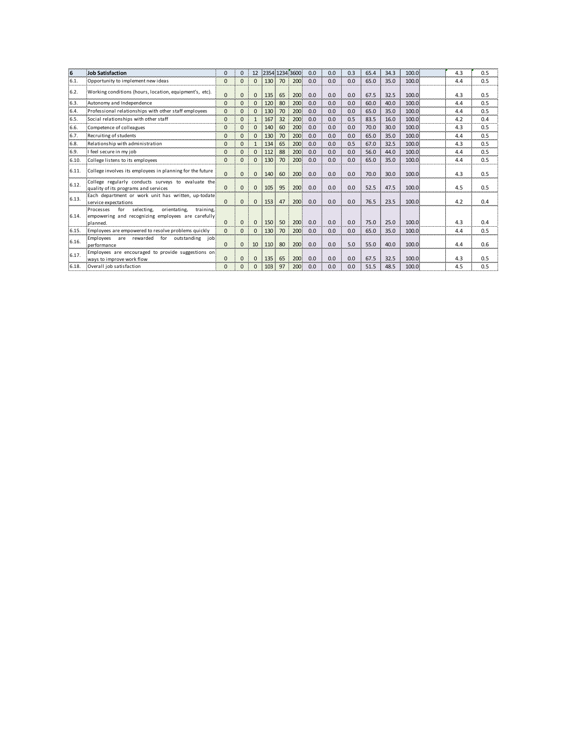| 6 | **Job Satisfaction** | 0 | 0 | 12 | 2354 | 1234 | 3600 | 0.0 | 0.0 | 0.3 | 65.4 | 34.3 | 100.0 | | 4.3 | 0.5 |
|---|---|---|---|---|---|---|---|---|---|---|---|---|---|---|---|---|
| 6.1. | Opportunity to implement new ideas | 0 | 0 | 0 | 130 | 70 | 200 | 0.0 | 0.0 | 0.0 | 65.0 | 35.0 | 100.0 | | 4.4 | 0.5 |
| 6.2. | Working conditions (hours, location, equipment's, etc). | 0 | 0 | 0 | 135 | 65 | 200 | 0.0 | 0.0 | 0.0 | 67.5 | 32.5 | 100.0 | | 4.3 | 0.5 |
| 6.3. | Autonomy and Independence | 0 | 0 | 0 | 120 | 80 | 200 | 0.0 | 0.0 | 0.0 | 60.0 | 40.0 | 100.0 | | 4.4 | 0.5 |
| 6.4. | Professional relationships with other staff employees | 0 | 0 | 0 | 130 | 70 | 200 | 0.0 | 0.0 | 0.0 | 65.0 | 35.0 | 100.0 | | 4.4 | 0.5 |
| 6.5. | Social relationships with other staff | 0 | 0 | 1 | 167 | 32 | 200 | 0.0 | 0.0 | 0.5 | 83.5 | 16.0 | 100.0 | | 4.2 | 0.4 |
| 6.6. | Competence of colleagues | 0 | 0 | 0 | 140 | 60 | 200 | 0.0 | 0.0 | 0.0 | 70.0 | 30.0 | 100.0 | | 4.3 | 0.5 |
| 6.7. | Recruiting of students | 0 | 0 | 0 | 130 | 70 | 200 | 0.0 | 0.0 | 0.0 | 65.0 | 35.0 | 100.0 | | 4.4 | 0.5 |
| 6.8. | Relationship with administration | 0 | 0 | 1 | 134 | 65 | 200 | 0.0 | 0.0 | 0.5 | 67.0 | 32.5 | 100.0 | | 4.3 | 0.5 |
| 6.9. | I feel secure in my job | 0 | 0 | 0 | 112 | 88 | 200 | 0.0 | 0.0 | 0.0 | 56.0 | 44.0 | 100.0 | | 4.4 | 0.5 |
| 6.10. | College listens to its employees | 0 | 0 | 0 | 130 | 70 | 200 | 0.0 | 0.0 | 0.0 | 65.0 | 35.0 | 100.0 | | 4.4 | 0.5 |
| 6.11. | College involves its employees in planning for the future | 0 | 0 | 0 | 140 | 60 | 200 | 0.0 | 0.0 | 0.0 | 70.0 | 30.0 | 100.0 | | 4.3 | 0.5 |
| 6.12. | College regularly conducts surveys to evaluate the quality of its programs and services | 0 | 0 | 0 | 105 | 95 | 200 | 0.0 | 0.0 | 0.0 | 52.5 | 47.5 | 100.0 | | 4.5 | 0.5 |
| 6.13. | Each department or work unit has written, up-todate service expectations | 0 | 0 | 0 | 153 | 47 | 200 | 0.0 | 0.0 | 0.0 | 76.5 | 23.5 | 100.0 | | 4.2 | 0.4 |
| 6.14. | Processes for selecting, orientating, training, empowering and recognizing employees are carefully planned. | 0 | 0 | 0 | 150 | 50 | 200 | 0.0 | 0.0 | 0.0 | 75.0 | 25.0 | 100.0 | | 4.3 | 0.4 |
| 6.15. | Employees are empowered to resolve problems quickly | 0 | 0 | 0 | 130 | 70 | 200 | 0.0 | 0.0 | 0.0 | 65.0 | 35.0 | 100.0 | | 4.4 | 0.5 |
| 6.16. | Employees are rewarded for outstanding job performance | 0 | 0 | 10 | 110 | 80 | 200 | 0.0 | 0.0 | 5.0 | 55.0 | 40.0 | 100.0 | | 4.4 | 0.6 |
| 6.17. | Employees are encouraged to provide suggestions on ways to improve work flow | 0 | 0 | 0 | 135 | 65 | 200 | 0.0 | 0.0 | 0.0 | 67.5 | 32.5 | 100.0 | | 4.3 | 0.5 |
| 6.18. | Overall job satisfaction | 0 | 0 | 0 | 103 | 97 | 200 | 0.0 | 0.0 | 0.0 | 51.5 | 48.5 | 100.0 | | 4.5 | 0.5 |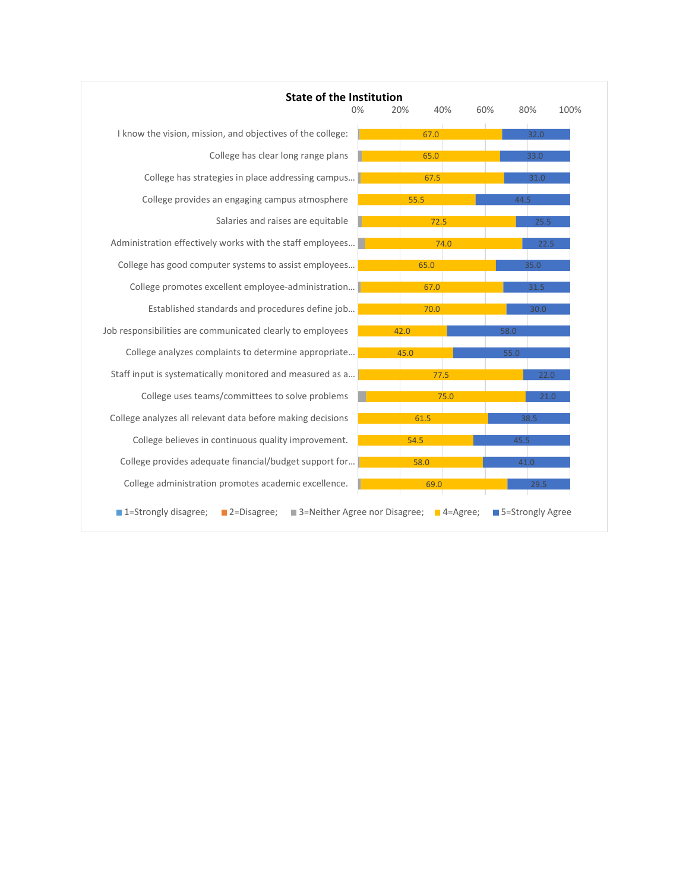## State of the Institution

| Item | 4=Agree | 5=Strongly Agree |
|---|---|---|
| I know the vision, mission, and objectives of the college: | 67.0 | 32.0 |
| College has clear long range plans | 65.0 | 33.0 |
| College has strategies in place addressing campus... | 67.5 | 31.0 |
| College provides an engaging campus atmosphere | 55.5 | 44.5 |
| Salaries and raises are equitable | 72.5 | 25.5 |
| Administration effectively works with the staff employees... | 74.0 | 22.5 |
| College has good computer systems to assist employees... | 65.0 | 35.0 |
| College promotes excellent employee-administration... | 67.0 | 31.5 |
| Established standards and procedures define job... | 70.0 | 30.0 |
| Job responsibilities are communicated clearly to employees | 42.0 | 58.0 |
| College analyzes complaints to determine appropriate... | 45.0 | 55.0 |
| Staff input is systematically monitored and measured as a... | 77.5 | 22.0 |
| College uses teams/committees to solve problems | 75.0 | 21.0 |
| College analyzes all relevant data before making decisions | 61.5 | 38.5 |
| College believes in continuous quality improvement. | 54.5 | 45.5 |
| College provides adequate financial/budget support for... | 58.0 | 41.0 |
| College administration promotes academic excellence. | 69.0 | 29.5 |

1=Strongly disagree; 2=Disagree; 3=Neither Agree nor Disagree; 4=Agree; 5=Strongly Agree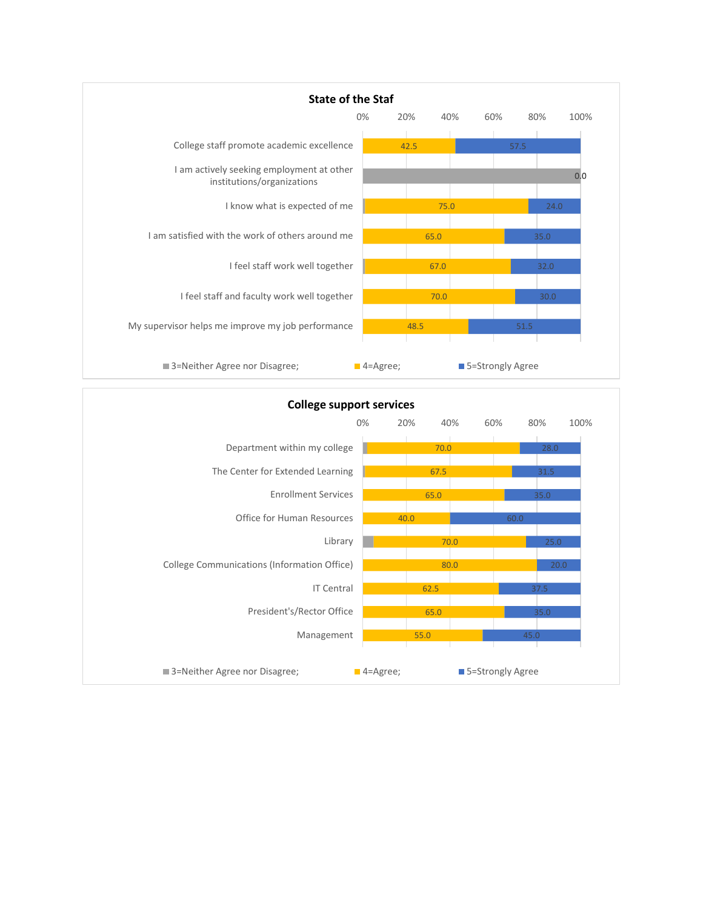## State of the Staf

| | 3=Neither Agree nor Disagree | 4=Agree | 5=Strongly Agree |
|---|---|---|---|
| College staff promote academic excellence | | 42.5 | 57.5 |
| I am actively seeking employment at other institutions/organizations | | | 0.0 |
| I know what is expected of me | | 75.0 | 24.0 |
| I am satisfied with the work of others around me | | 65.0 | 35.0 |
| I feel staff work well together | | 67.0 | 32.0 |
| I feel staff and faculty work well together | | 70.0 | 30.0 |
| My supervisor helps me improve my job performance | | 48.5 | 51.5 |

## College support services

| | 3=Neither Agree nor Disagree | 4=Agree | 5=Strongly Agree |
|---|---|---|---|
| Department within my college | | 70.0 | 28.0 |
| The Center for Extended Learning | | 67.5 | 31.5 |
| Enrollment Services | | 65.0 | 35.0 |
| Office for Human Resources | | 40.0 | 60.0 |
| Library | | 70.0 | 25.0 |
| College Communications (Information Office) | | 80.0 | 20.0 |
| IT Central | | 62.5 | 37.5 |
| President's/Rector Office | | 65.0 | 35.0 |
| Management | | 55.0 | 45.0 |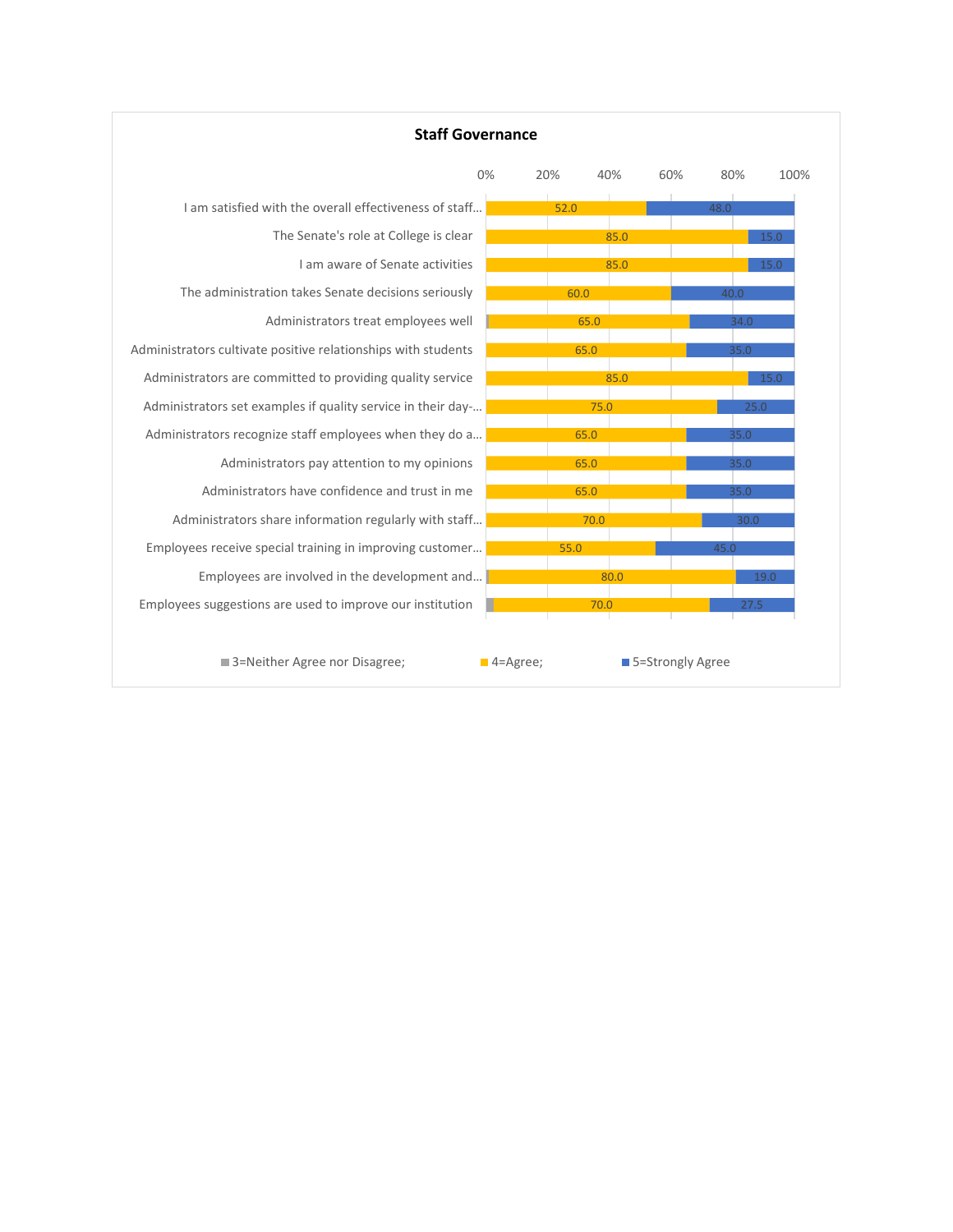**Staff Governance**

| Item | 3=Neither Agree nor Disagree | 4=Agree | 5=Strongly Agree |
|---|---|---|---|
| I am satisfied with the overall effectiveness of staff... | | 52.0 | 48.0 |
| The Senate's role at College is clear | | 85.0 | 15.0 |
| I am aware of Senate activities | | 85.0 | 15.0 |
| The administration takes Senate decisions seriously | | 60.0 | 40.0 |
| Administrators treat employees well | | 65.0 | 34.0 |
| Administrators cultivate positive relationships with students | | 65.0 | 35.0 |
| Administrators are committed to providing quality service | | 85.0 | 15.0 |
| Administrators set examples if quality service in their day-... | | 75.0 | 25.0 |
| Administrators recognize staff employees when they do a... | | 65.0 | 35.0 |
| Administrators pay attention to my opinions | | 65.0 | 35.0 |
| Administrators have confidence and trust in me | | 65.0 | 35.0 |
| Administrators share information regularly with staff... | | 70.0 | 30.0 |
| Employees receive special training in improving customer... | | 55.0 | 45.0 |
| Employees are involved in the development and... | | 80.0 | 19.0 |
| Employees suggestions are used to improve our institution | | 70.0 | 27.5 |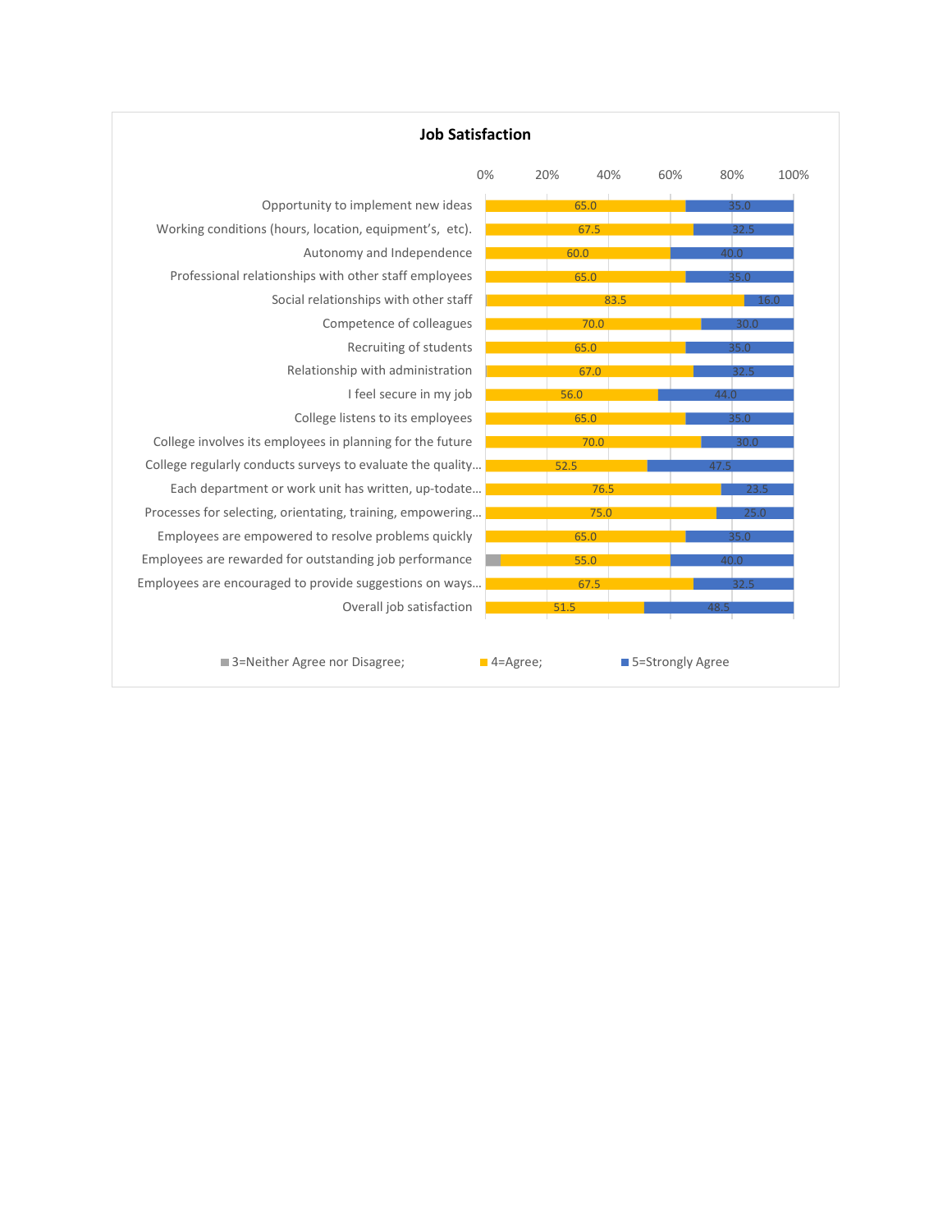**Job Satisfaction**

0% 20% 40% 60% 80% 100%

Opportunity to implement new ideas 65.0 35.0

Working conditions (hours, location, equipment's, etc). 67.5 32.5

Autonomy and Independence 60.0 40.0

Professional relationships with other staff employees 65.0 35.0

Social relationships with other staff 83.5 16.0

Competence of colleagues 70.0 30.0

Recruiting of students 65.0 35.0

Relationship with administration 67.0 32.5

I feel secure in my job 56.0 44.0

College listens to its employees 65.0 35.0

College involves its employees in planning for the future 70.0 30.0

College regularly conducts surveys to evaluate the quality... 52.5 47.5

Each department or work unit has written, up-todate... 76.5 23.5

Processes for selecting, orientating, training, empowering... 75.0 25.0

Employees are empowered to resolve problems quickly 65.0 35.0

Employees are rewarded for outstanding job performance 55.0 40.0

Employees are encouraged to provide suggestions on ways... 67.5 32.5

Overall job satisfaction 51.5 48.5

3=Neither Agree nor Disagree; 4=Agree; 5=Strongly Agree